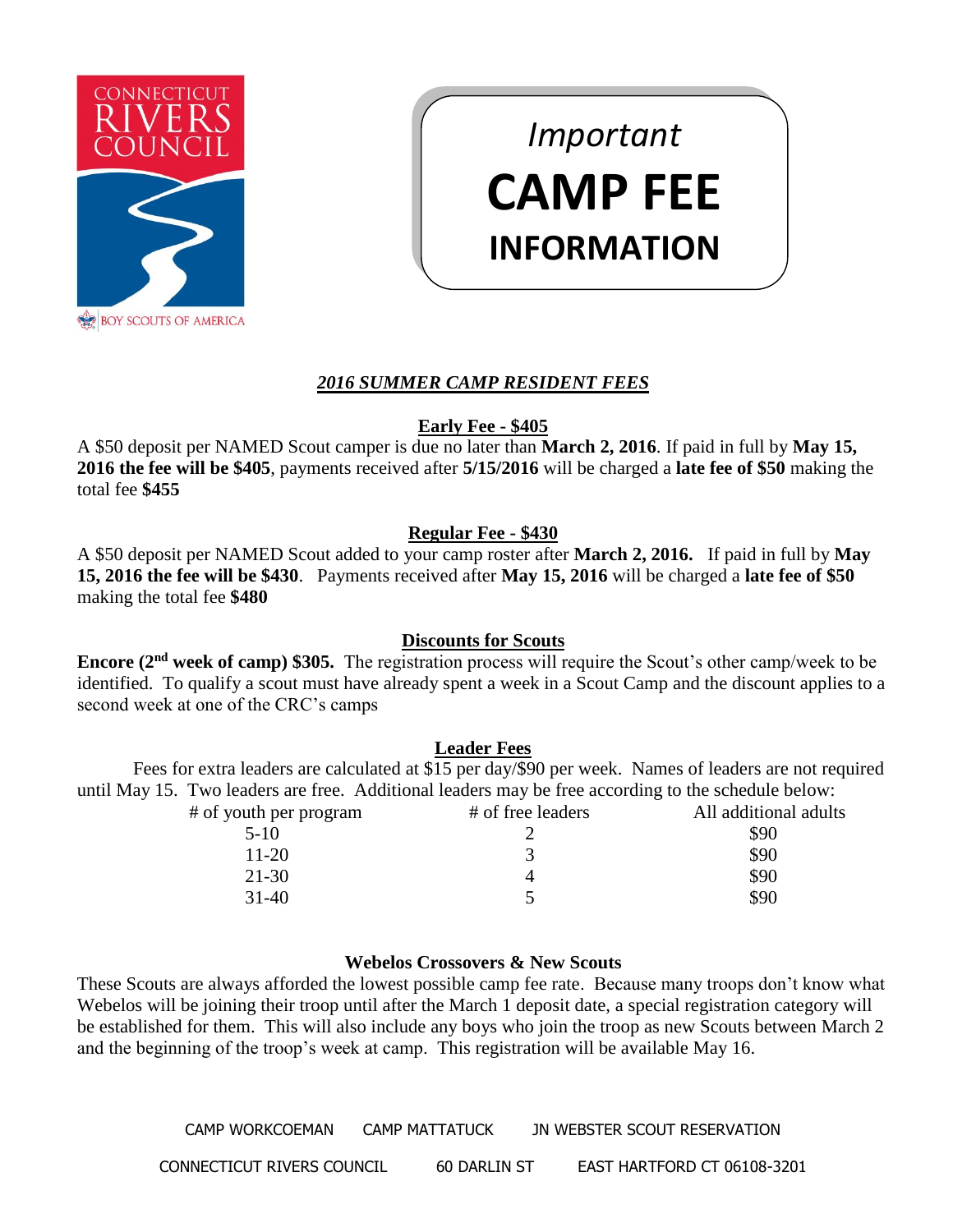CONNECTICUT RIVERS COUNCIL

BOY SCOUTS OF AMERICA

*Important*

# CAMP FEE INFORMATION

## *2016 SUMMER CAMP RESIDENT FEES*

### Early Fee - $405

A $50 deposit per NAMED Scout camper is due no later than **March 2, 2016**. If paid in full by **May 15, 2016 the fee will be $405**, payments received after **5/15/2016** will be charged a **late fee of $50** making the total fee **$455**

### Regular Fee - $430

A $50 deposit per NAMED Scout added to your camp roster after **March 2, 2016.** If paid in full by **May 15, 2016 the fee will be $430**. Payments received after **May 15, 2016** will be charged a **late fee of $50** making the total fee **$480**

### Discounts for Scouts

**Encore (2nd week of camp) $305.** The registration process will require the Scout's other camp/week to be identified. To qualify a scout must have already spent a week in a Scout Camp and the discount applies to a second week at one of the CRC's camps

### Leader Fees

Fees for extra leaders are calculated at $15 per day/$90 per week. Names of leaders are not required until May 15. Two leaders are free. Additional leaders may be free according to the schedule below:

| # of youth per program | # of free leaders | All additional adults |
|---|---|---|
| 5-10 | 2 | $90 |
| 11-20 | 3 | $90 |
| 21-30 | 4 | $90 |
| 31-40 | 5 | $90 |

### Webelos Crossovers & New Scouts

These Scouts are always afforded the lowest possible camp fee rate. Because many troops don't know what Webelos will be joining their troop until after the March 1 deposit date, a special registration category will be established for them. This will also include any boys who join the troop as new Scouts between March 2 and the beginning of the troop's week at camp. This registration will be available May 16.

CAMP WORKCOEMAN CAMP MATTATUCK JN WEBSTER SCOUT RESERVATION

CONNECTICUT RIVERS COUNCIL 60 DARLIN ST EAST HARTFORD CT 06108-3201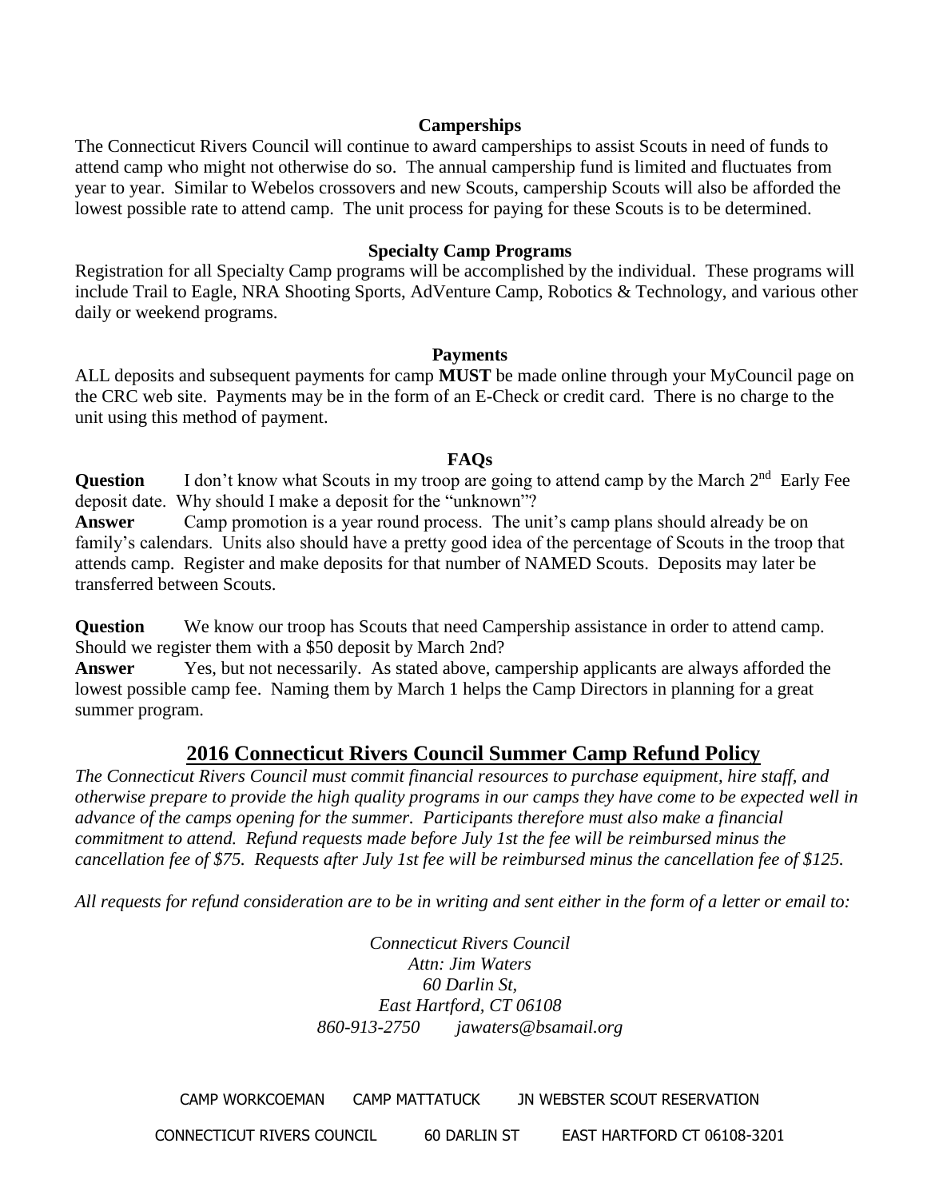### Camperships

The Connecticut Rivers Council will continue to award camperships to assist Scouts in need of funds to attend camp who might not otherwise do so. The annual campership fund is limited and fluctuates from year to year. Similar to Webelos crossovers and new Scouts, campership Scouts will also be afforded the lowest possible rate to attend camp. The unit process for paying for these Scouts is to be determined.

### Specialty Camp Programs

Registration for all Specialty Camp programs will be accomplished by the individual. These programs will include Trail to Eagle, NRA Shooting Sports, AdVenture Camp, Robotics & Technology, and various other daily or weekend programs.

### Payments

ALL deposits and subsequent payments for camp **MUST** be made online through your MyCouncil page on the CRC web site. Payments may be in the form of an E-Check or credit card. There is no charge to the unit using this method of payment.

### FAQs

**Question** I don't know what Scouts in my troop are going to attend camp by the March 2nd Early Fee deposit date. Why should I make a deposit for the "unknown"?

**Answer** Camp promotion is a year round process. The unit's camp plans should already be on family's calendars. Units also should have a pretty good idea of the percentage of Scouts in the troop that attends camp. Register and make deposits for that number of NAMED Scouts. Deposits may later be transferred between Scouts.

**Question** We know our troop has Scouts that need Campership assistance in order to attend camp. Should we register them with a $50 deposit by March 2nd?

**Answer** Yes, but not necessarily. As stated above, campership applicants are always afforded the lowest possible camp fee. Naming them by March 1 helps the Camp Directors in planning for a great summer program.

## 2016 Connecticut Rivers Council Summer Camp Refund Policy

*The Connecticut Rivers Council must commit financial resources to purchase equipment, hire staff, and otherwise prepare to provide the high quality programs in our camps they have come to be expected well in advance of the camps opening for the summer. Participants therefore must also make a financial commitment to attend. Refund requests made before July 1st the fee will be reimbursed minus the cancellation fee of $75. Requests after July 1st fee will be reimbursed minus the cancellation fee of $125.*

*All requests for refund consideration are to be in writing and sent either in the form of a letter or email to:*

*Connecticut Rivers Council*
*Attn: Jim Waters*
*60 Darlin St,*
*East Hartford, CT 06108*
*860-913-2750 jawaters@bsamail.org*

CAMP WORKCOEMAN CAMP MATTATUCK JN WEBSTER SCOUT RESERVATION

CONNECTICUT RIVERS COUNCIL 60 DARLIN ST EAST HARTFORD CT 06108-3201